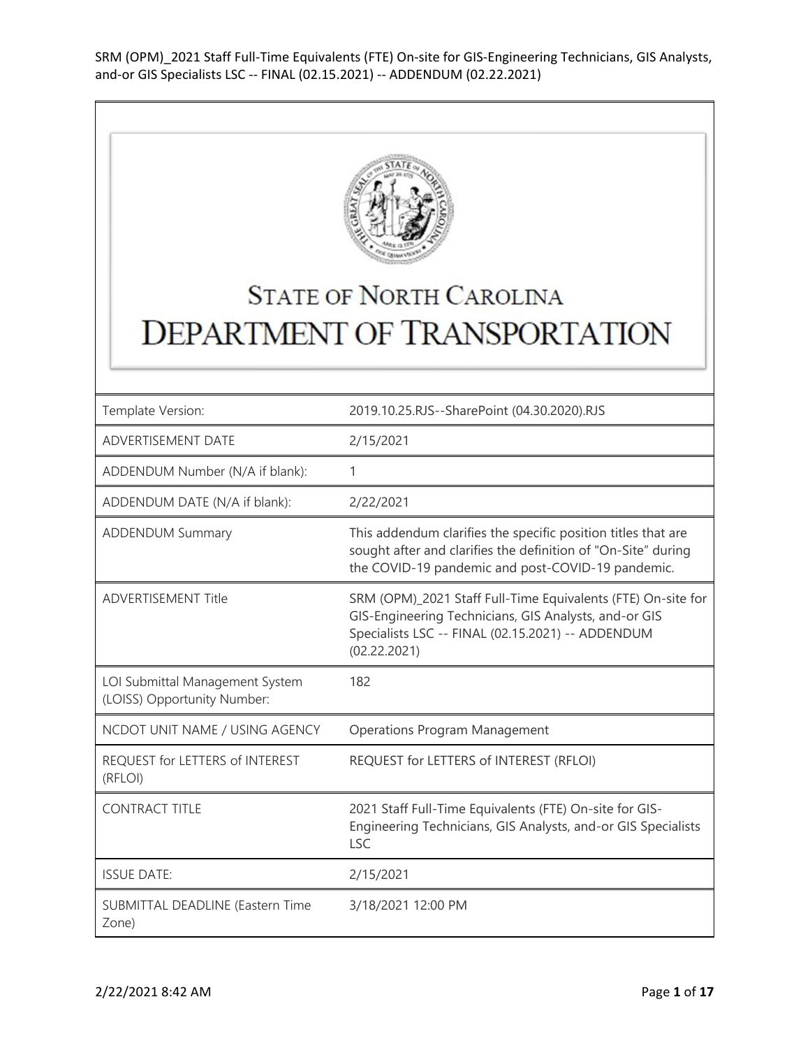# STATE OF NORTH CAROLINA
# DEPARTMENT OF TRANSPORTATION

| | |
|---|---|
| Template Version: | 2019.10.25.RJS--SharePoint (04.30.2020).RJS |
| ADVERTISEMENT DATE | 2/15/2021 |
| ADDENDUM Number (N/A if blank): | 1 |
| ADDENDUM DATE (N/A if blank): | 2/22/2021 |
| ADDENDUM Summary | This addendum clarifies the specific position titles that are sought after and clarifies the definition of "On-Site" during the COVID-19 pandemic and post-COVID-19 pandemic. |
| ADVERTISEMENT Title | SRM (OPM)_2021 Staff Full-Time Equivalents (FTE) On-site for GIS-Engineering Technicians, GIS Analysts, and-or GIS Specialists LSC -- FINAL (02.15.2021) -- ADDENDUM (02.22.2021) |
| LOI Submittal Management System (LOISS) Opportunity Number: | 182 |
| NCDOT UNIT NAME / USING AGENCY | Operations Program Management |
| REQUEST for LETTERS of INTEREST (RFLOI) | REQUEST for LETTERS of INTEREST (RFLOI) |
| CONTRACT TITLE | 2021 Staff Full-Time Equivalents (FTE) On-site for GIS-Engineering Technicians, GIS Analysts, and-or GIS Specialists LSC |
| ISSUE DATE: | 2/15/2021 |
| SUBMITTAL DEADLINE (Eastern Time Zone) | 3/18/2021 12:00 PM |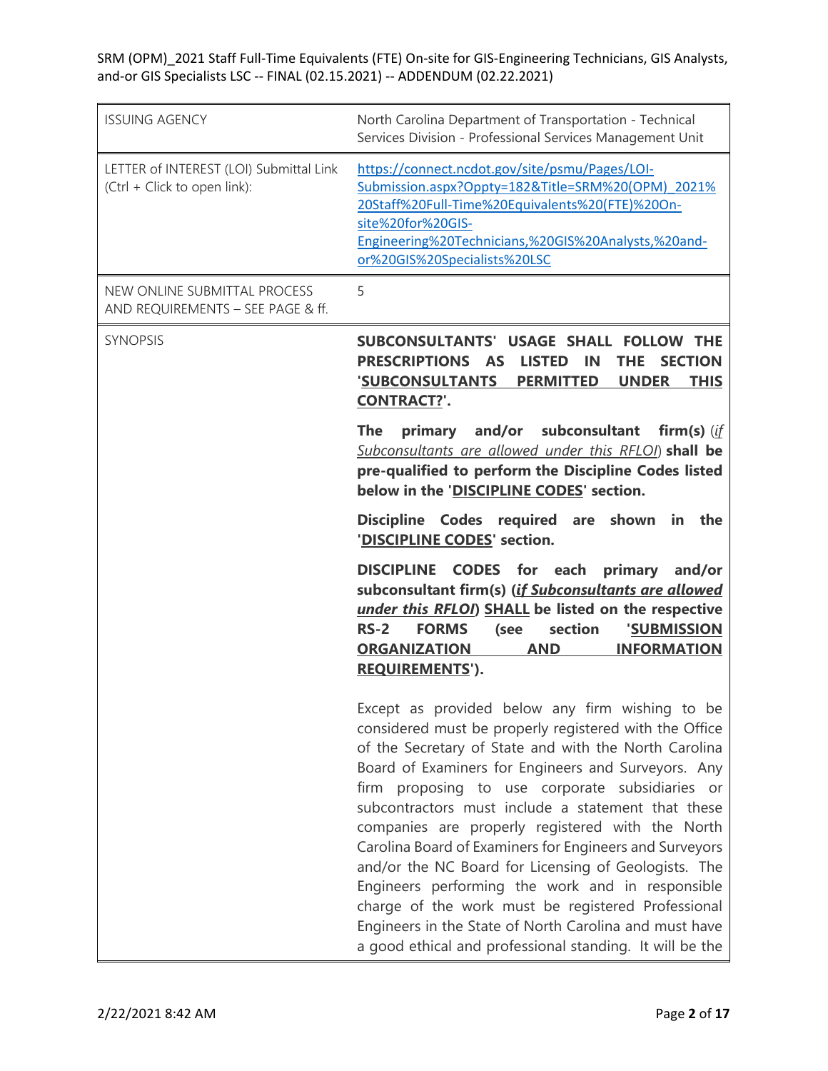| ISSUING AGENCY | North Carolina Department of Transportation - Technical Services Division - Professional Services Management Unit |
|---|---|
| LETTER of INTEREST (LOI) Submittal Link (Ctrl + Click to open link): | https://connect.ncdot.gov/site/psmu/Pages/LOI-Submission.aspx?Oppty=182&Title=SRM%20(OPM)_2021%20Staff%20Full-Time%20Equivalents%20(FTE)%20On-site%20for%20GIS-Engineering%20Technicians,%20GIS%20Analysts,%20and-or%20GIS%20Specialists%20LSC |
| NEW ONLINE SUBMITTAL PROCESS AND REQUIREMENTS – SEE PAGE & ff. | 5 |
| SYNOPSIS | **SUBCONSULTANTS' USAGE SHALL FOLLOW THE PRESCRIPTIONS AS LISTED IN THE SECTION '<u>SUBCONSULTANTS PERMITTED UNDER THIS CONTRACT?</u>'.**<br><br>**The primary and/or subconsultant firm(s)** (*<u>if Subconsultants are allowed under this RFLOI</u>*) **shall be pre-qualified to perform the Discipline Codes listed below in the '<u>DISCIPLINE CODES</u>' section.**<br><br>**Discipline Codes required are shown in the '<u>DISCIPLINE CODES</u>' section.**<br><br>**DISCIPLINE CODES for each primary and/or subconsultant firm(s) (*<u>if Subconsultants are allowed under this RFLOI</u>*) <u>SHALL</u> be listed on the respective RS-2 FORMS (see section '<u>SUBMISSION ORGANIZATION AND INFORMATION REQUIREMENTS</u>').**<br><br>Except as provided below any firm wishing to be considered must be properly registered with the Office of the Secretary of State and with the North Carolina Board of Examiners for Engineers and Surveyors. Any firm proposing to use corporate subsidiaries or subcontractors must include a statement that these companies are properly registered with the North Carolina Board of Examiners for Engineers and Surveyors and/or the NC Board for Licensing of Geologists. The Engineers performing the work and in responsible charge of the work must be registered Professional Engineers in the State of North Carolina and must have a good ethical and professional standing. It will be the |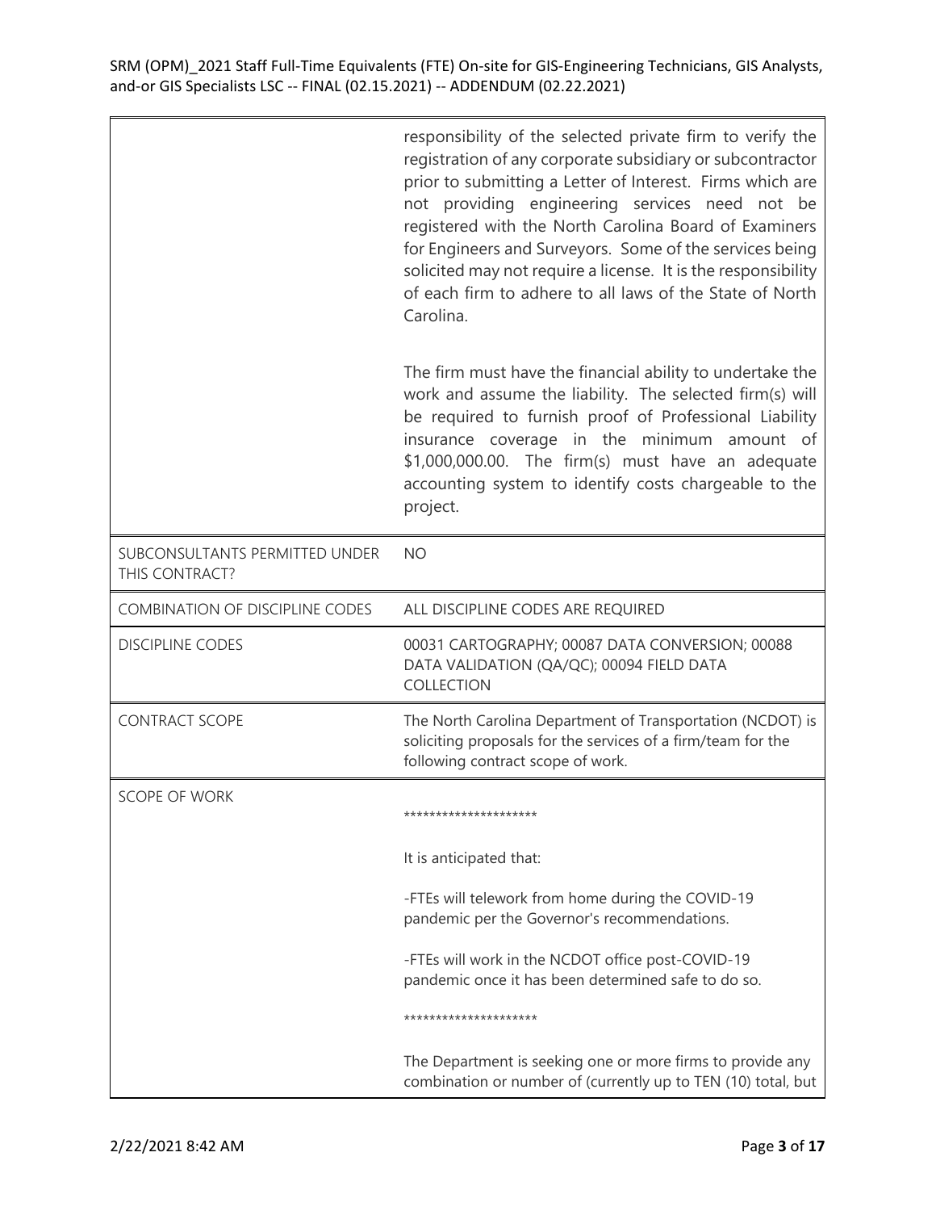| | |
|---|---|
| | responsibility of the selected private firm to verify the registration of any corporate subsidiary or subcontractor prior to submitting a Letter of Interest. Firms which are not providing engineering services need not be registered with the North Carolina Board of Examiners for Engineers and Surveyors. Some of the services being solicited may not require a license. It is the responsibility of each firm to adhere to all laws of the State of North Carolina.<br><br>The firm must have the financial ability to undertake the work and assume the liability. The selected firm(s) will be required to furnish proof of Professional Liability insurance coverage in the minimum amount of $1,000,000.00. The firm(s) must have an adequate accounting system to identify costs chargeable to the project. |
| SUBCONSULTANTS PERMITTED UNDER THIS CONTRACT? | NO |
| COMBINATION OF DISCIPLINE CODES | ALL DISCIPLINE CODES ARE REQUIRED |
| DISCIPLINE CODES | 00031 CARTOGRAPHY; 00087 DATA CONVERSION; 00088 DATA VALIDATION (QA/QC); 00094 FIELD DATA COLLECTION |
| CONTRACT SCOPE | The North Carolina Department of Transportation (NCDOT) is soliciting proposals for the services of a firm/team for the following contract scope of work. |
| SCOPE OF WORK | *********************<br><br>It is anticipated that:<br><br>-FTEs will telework from home during the COVID-19 pandemic per the Governor's recommendations.<br><br>-FTEs will work in the NCDOT office post-COVID-19 pandemic once it has been determined safe to do so.<br><br>*********************<br><br>The Department is seeking one or more firms to provide any combination or number of (currently up to TEN (10) total, but |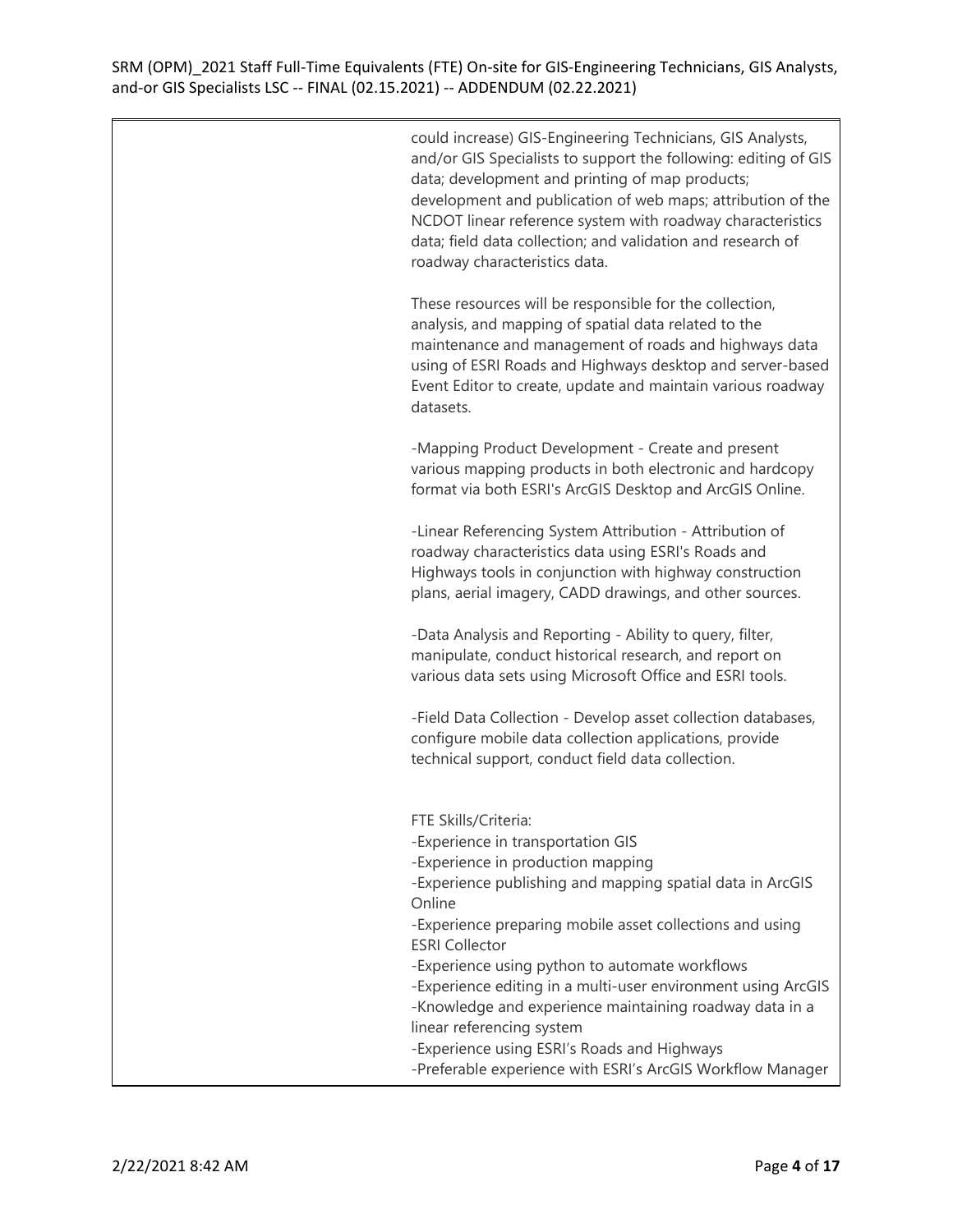| | could increase) GIS-Engineering Technicians, GIS Analysts, and/or GIS Specialists to support the following: editing of GIS data; development and printing of map products; development and publication of web maps; attribution of the NCDOT linear reference system with roadway characteristics data; field data collection; and validation and research of roadway characteristics data.<br><br>These resources will be responsible for the collection, analysis, and mapping of spatial data related to the maintenance and management of roads and highways data using of ESRI Roads and Highways desktop and server-based Event Editor to create, update and maintain various roadway datasets.<br><br>-Mapping Product Development - Create and present various mapping products in both electronic and hardcopy format via both ESRI's ArcGIS Desktop and ArcGIS Online.<br><br>-Linear Referencing System Attribution - Attribution of roadway characteristics data using ESRI's Roads and Highways tools in conjunction with highway construction plans, aerial imagery, CADD drawings, and other sources.<br><br>-Data Analysis and Reporting - Ability to query, filter, manipulate, conduct historical research, and report on various data sets using Microsoft Office and ESRI tools.<br><br>-Field Data Collection - Develop asset collection databases, configure mobile data collection applications, provide technical support, conduct field data collection.<br><br>FTE Skills/Criteria:<br>-Experience in transportation GIS<br>-Experience in production mapping<br>-Experience publishing and mapping spatial data in ArcGIS Online<br>-Experience preparing mobile asset collections and using ESRI Collector<br>-Experience using python to automate workflows<br>-Experience editing in a multi-user environment using ArcGIS<br>-Knowledge and experience maintaining roadway data in a linear referencing system<br>-Experience using ESRI's Roads and Highways<br>-Preferable experience with ESRI's ArcGIS Workflow Manager |
|---|---|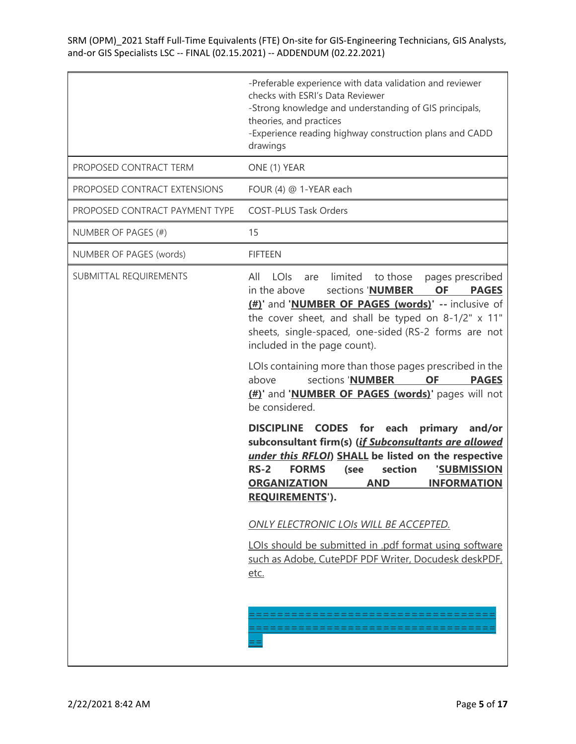| | |
|---|---|
| | -Preferable experience with data validation and reviewer checks with ESRI's Data Reviewer<br>-Strong knowledge and understanding of GIS principals, theories, and practices<br>-Experience reading highway construction plans and CADD drawings |
| PROPOSED CONTRACT TERM | ONE (1) YEAR |
| PROPOSED CONTRACT EXTENSIONS | FOUR (4) @ 1-YEAR each |
| PROPOSED CONTRACT PAYMENT TYPE | COST-PLUS Task Orders |
| NUMBER OF PAGES (#) | 15 |
| NUMBER OF PAGES (words) | FIFTEEN |
| SUBMITTAL REQUIREMENTS | All LOIs are limited to those pages prescribed in the above sections '**NUMBER OF PAGES (#)**' and '**NUMBER OF PAGES (words)**' **--** inclusive of the cover sheet, and shall be typed on 8-1/2" x 11" sheets, single-spaced, one-sided (RS-2 forms are not included in the page count).<br><br>LOIs containing more than those pages prescribed in the above sections '**NUMBER OF PAGES (#)**' and '**NUMBER OF PAGES (words)**' pages will not be considered.<br><br>**DISCIPLINE CODES for each primary and/or subconsultant firm(s) (*if Subconsultants are allowed under this RFLOI*) SHALL be listed on the respective RS-2 FORMS (see section 'SUBMISSION ORGANIZATION AND INFORMATION REQUIREMENTS').**<br><br>*ONLY ELECTRONIC LOIs WILL BE ACCEPTED.*<br><br>LOIs should be submitted in .pdf format using software such as Adobe, CutePDF PDF Writer, Docudesk deskPDF, etc.<br><br>====================================================================== |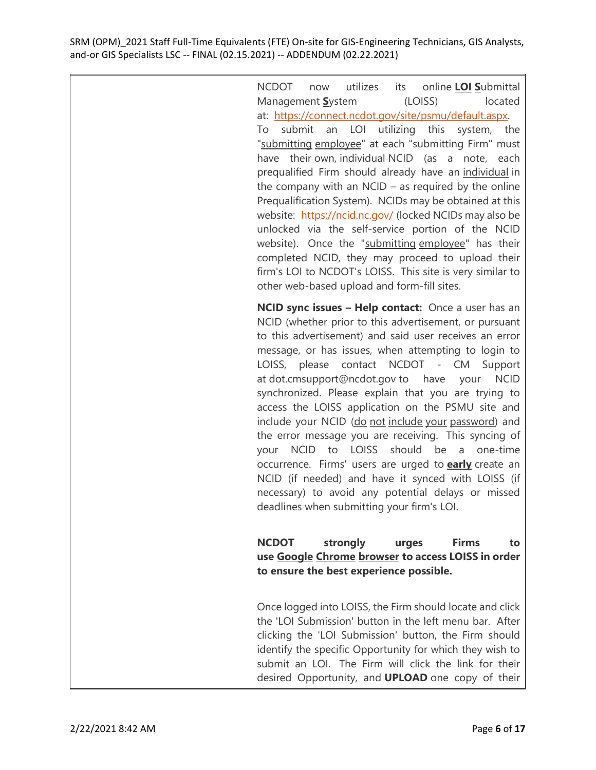NCDOT now utilizes its online **LOI** **S**ubmittal Management **S**ystem (LOISS) located at: https://connect.ncdot.gov/site/psmu/default.aspx. To submit an LOI utilizing this system, the "submitting employee" at each "submitting Firm" must have their own, individual NCID (as a note, each prequalified Firm should already have an individual in the company with an NCID – as required by the online Prequalification System). NCIDs may be obtained at this website: https://ncid.nc.gov/ (locked NCIDs may also be unlocked via the self-service portion of the NCID website). Once the "submitting employee" has their completed NCID, they may proceed to upload their firm's LOI to NCDOT's LOISS. This site is very similar to other web-based upload and form-fill sites.

**NCID sync issues – Help contact:** Once a user has an NCID (whether prior to this advertisement, or pursuant to this advertisement) and said user receives an error message, or has issues, when attempting to login to LOISS, please contact NCDOT - CM Support at dot.cmsupport@ncdot.gov to have your NCID synchronized. Please explain that you are trying to access the LOISS application on the PSMU site and include your NCID (do not include your password) and the error message you are receiving. This syncing of your NCID to LOISS should be a one-time occurrence. Firms' users are urged to **early** create an NCID (if needed) and have it synced with LOISS (if necessary) to avoid any potential delays or missed deadlines when submitting your firm's LOI.

**NCDOT strongly urges Firms to use Google Chrome browser to access LOISS in order to ensure the best experience possible.**

Once logged into LOISS, the Firm should locate and click the 'LOI Submission' button in the left menu bar. After clicking the 'LOI Submission' button, the Firm should identify the specific Opportunity for which they wish to submit an LOI. The Firm will click the link for their desired Opportunity, and **UPLOAD** one copy of their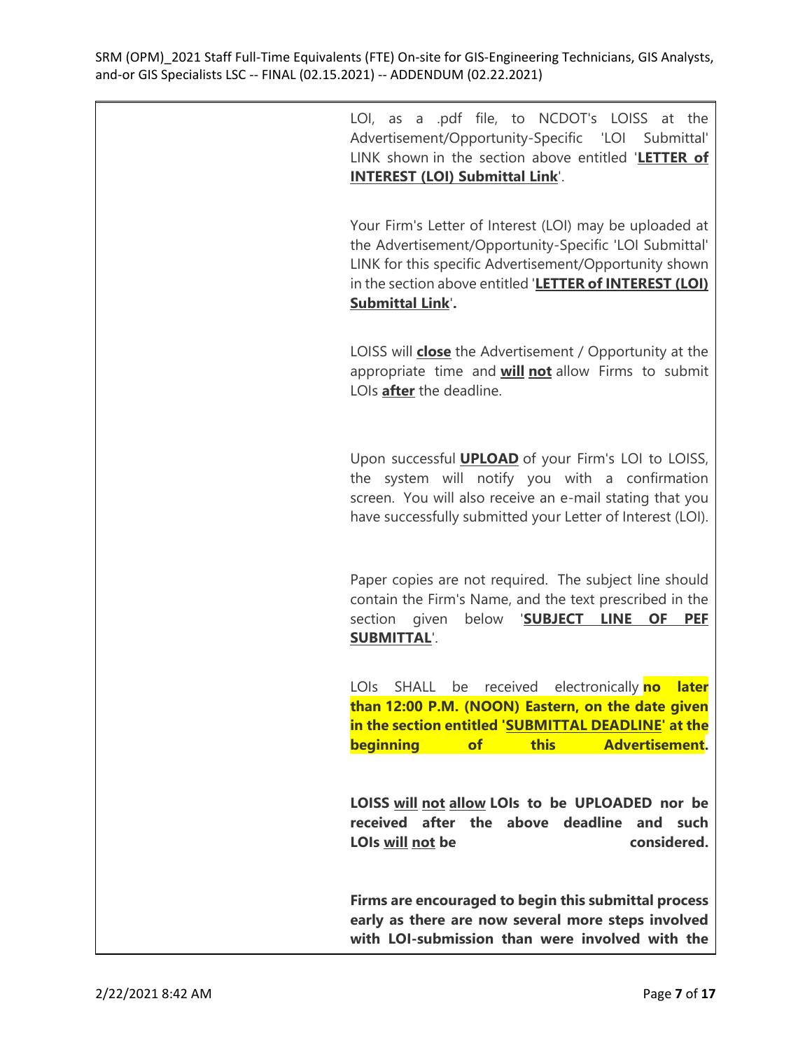LOI, as a .pdf file, to NCDOT's LOISS at the Advertisement/Opportunity-Specific 'LOI Submittal' LINK shown in the section above entitled '**LETTER of INTEREST (LOI) Submittal Link**'.

Your Firm's Letter of Interest (LOI) may be uploaded at the Advertisement/Opportunity-Specific 'LOI Submittal' LINK for this specific Advertisement/Opportunity shown in the section above entitled '**LETTER of INTEREST (LOI) Submittal Link**'**.**

LOISS will **close** the Advertisement / Opportunity at the appropriate time and **will not** allow Firms to submit LOIs **after** the deadline.

Upon successful **UPLOAD** of your Firm's LOI to LOISS, the system will notify you with a confirmation screen. You will also receive an e-mail stating that you have successfully submitted your Letter of Interest (LOI).

Paper copies are not required. The subject line should contain the Firm's Name, and the text prescribed in the section given below '**SUBJECT LINE OF PEF SUBMITTAL**'.

LOIs SHALL be received electronically **no later than 12:00 P.M. (NOON) Eastern, on the date given in the section entitled 'SUBMITTAL DEADLINE' at the beginning of this Advertisement.**

**LOISS will not allow LOIs to be UPLOADED nor be received after the above deadline and such LOIs will not be considered.**

**Firms are encouraged to begin this submittal process early as there are now several more steps involved with LOI-submission than were involved with the**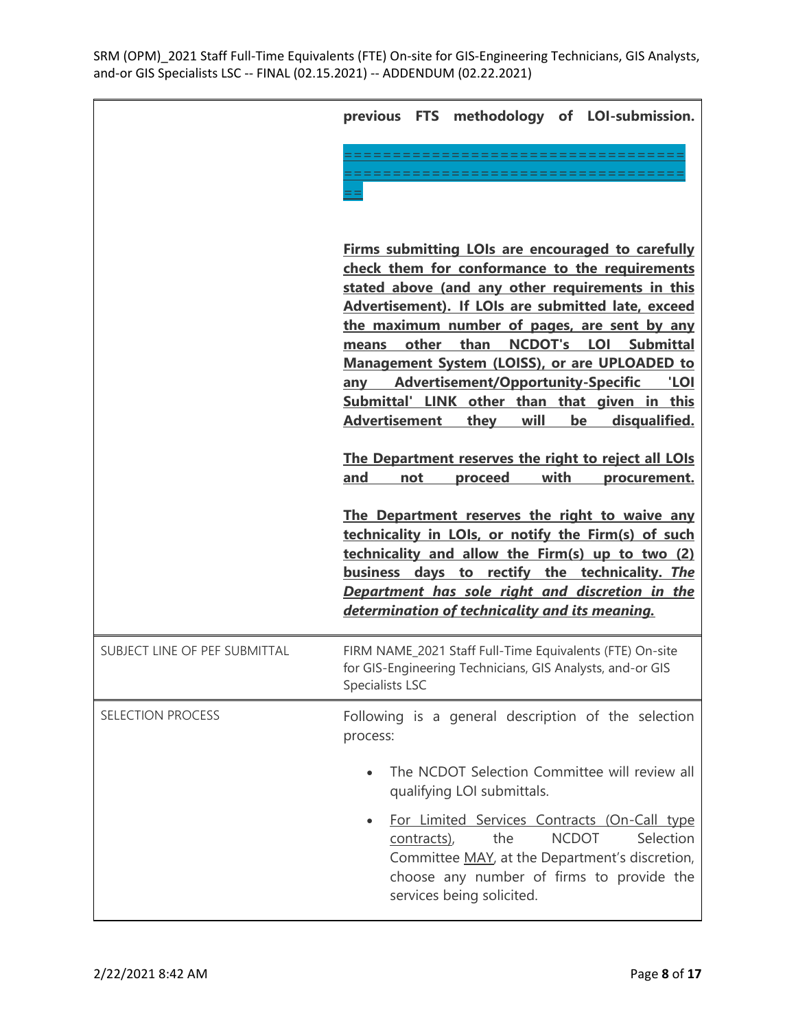| | |
|---|---|
| | **previous FTS methodology of LOI-submission.**<br><br>====================================<br>====================================<br>==<br><br>**Firms submitting LOIs are encouraged to carefully check them for conformance to the requirements stated above (and any other requirements in this Advertisement). If LOIs are submitted late, exceed the maximum number of pages, are sent by any means other than NCDOT's LOI Submittal Management System (LOISS), or are UPLOADED to any Advertisement/Opportunity-Specific 'LOI Submittal' LINK other than that given in this Advertisement they will be disqualified.**<br><br>**The Department reserves the right to reject all LOIs and not proceed with procurement.**<br><br>**The Department reserves the right to waive any technicality in LOIs, or notify the Firm(s) of such technicality and allow the Firm(s) up to two (2) business days to rectify the technicality. *The Department has sole right and discretion in the determination of technicality and its meaning.*** |
| SUBJECT LINE OF PEF SUBMITTAL | FIRM NAME_2021 Staff Full-Time Equivalents (FTE) On-site for GIS-Engineering Technicians, GIS Analysts, and-or GIS Specialists LSC |
| SELECTION PROCESS | Following is a general description of the selection process:<br><br>• The NCDOT Selection Committee will review all qualifying LOI submittals.<br><br>• For Limited Services Contracts (On-Call type contracts), the NCDOT Selection Committee MAY, at the Department's discretion, choose any number of firms to provide the services being solicited. |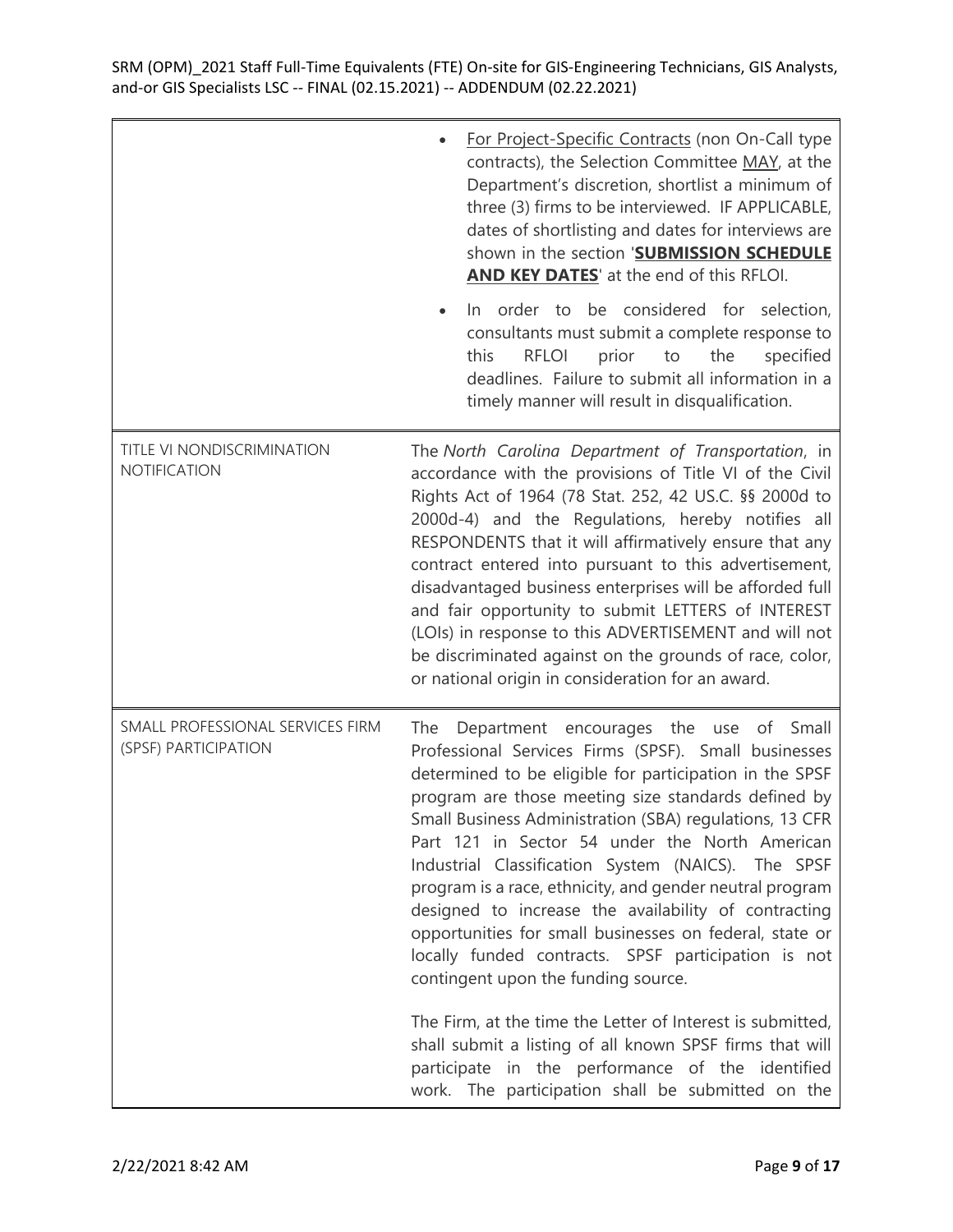| | |
|---|---|
| | • <u>For Project-Specific Contracts</u> (non On-Call type contracts), the Selection Committee <u>MAY</u>, at the Department's discretion, shortlist a minimum of three (3) firms to be interviewed. IF APPLICABLE, dates of shortlisting and dates for interviews are shown in the section '**<u>SUBMISSION SCHEDULE AND KEY DATES</u>**' at the end of this RFLOI.<br><br>• In order to be considered for selection, consultants must submit a complete response to this RFLOI prior to the specified deadlines. Failure to submit all information in a timely manner will result in disqualification. |
| TITLE VI NONDISCRIMINATION NOTIFICATION | The *North Carolina Department of Transportation*, in accordance with the provisions of Title VI of the Civil Rights Act of 1964 (78 Stat. 252, 42 US.C. §§ 2000d to 2000d-4) and the Regulations, hereby notifies all RESPONDENTS that it will affirmatively ensure that any contract entered into pursuant to this advertisement, disadvantaged business enterprises will be afforded full and fair opportunity to submit LETTERS of INTEREST (LOIs) in response to this ADVERTISEMENT and will not be discriminated against on the grounds of race, color, or national origin in consideration for an award. |
| SMALL PROFESSIONAL SERVICES FIRM (SPSF) PARTICIPATION | The Department encourages the use of Small Professional Services Firms (SPSF). Small businesses determined to be eligible for participation in the SPSF program are those meeting size standards defined by Small Business Administration (SBA) regulations, 13 CFR Part 121 in Sector 54 under the North American Industrial Classification System (NAICS). The SPSF program is a race, ethnicity, and gender neutral program designed to increase the availability of contracting opportunities for small businesses on federal, state or locally funded contracts. SPSF participation is not contingent upon the funding source.<br><br>The Firm, at the time the Letter of Interest is submitted, shall submit a listing of all known SPSF firms that will participate in the performance of the identified work. The participation shall be submitted on the |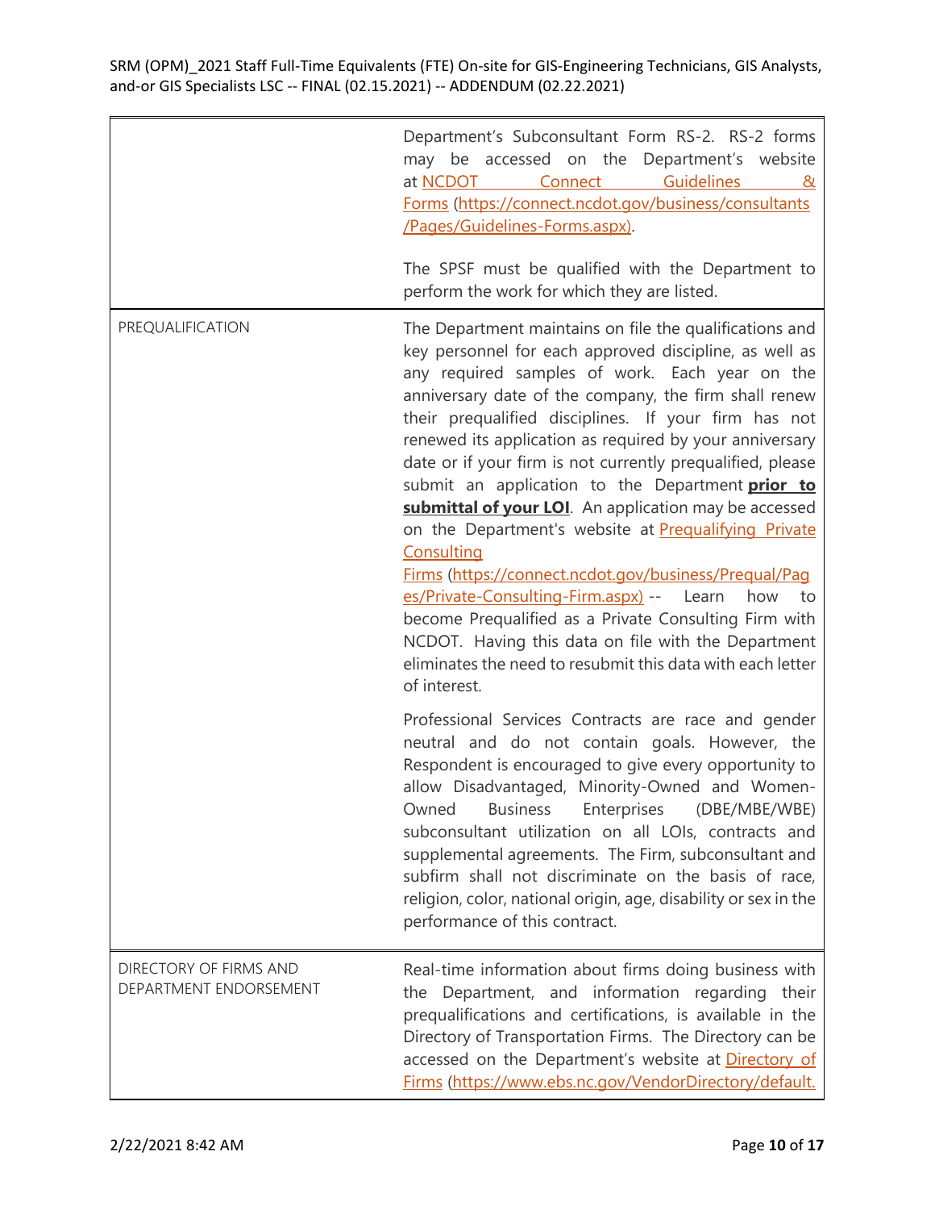| | |
|---|---|
| | Department's Subconsultant Form RS-2. RS-2 forms may be accessed on the Department's website at NCDOT Connect Guidelines & Forms (https://connect.ncdot.gov/business/consultants/Pages/Guidelines-Forms.aspx).<br><br>The SPSF must be qualified with the Department to perform the work for which they are listed. |
| PREQUALIFICATION | The Department maintains on file the qualifications and key personnel for each approved discipline, as well as any required samples of work. Each year on the anniversary date of the company, the firm shall renew their prequalified disciplines. If your firm has not renewed its application as required by your anniversary date or if your firm is not currently prequalified, please submit an application to the Department **prior to submittal of your LOI**. An application may be accessed on the Department's website at Prequalifying Private Consulting Firms (https://connect.ncdot.gov/business/Prequal/Pages/Private-Consulting-Firm.aspx) -- Learn how to become Prequalified as a Private Consulting Firm with NCDOT. Having this data on file with the Department eliminates the need to resubmit this data with each letter of interest.<br><br>Professional Services Contracts are race and gender neutral and do not contain goals. However, the Respondent is encouraged to give every opportunity to allow Disadvantaged, Minority-Owned and Women-Owned Business Enterprises (DBE/MBE/WBE) subconsultant utilization on all LOIs, contracts and supplemental agreements. The Firm, subconsultant and subfirm shall not discriminate on the basis of race, religion, color, national origin, age, disability or sex in the performance of this contract. |
| DIRECTORY OF FIRMS AND DEPARTMENT ENDORSEMENT | Real-time information about firms doing business with the Department, and information regarding their prequalifications and certifications, is available in the Directory of Transportation Firms. The Directory can be accessed on the Department's website at Directory of Firms (https://www.ebs.nc.gov/VendorDirectory/default. |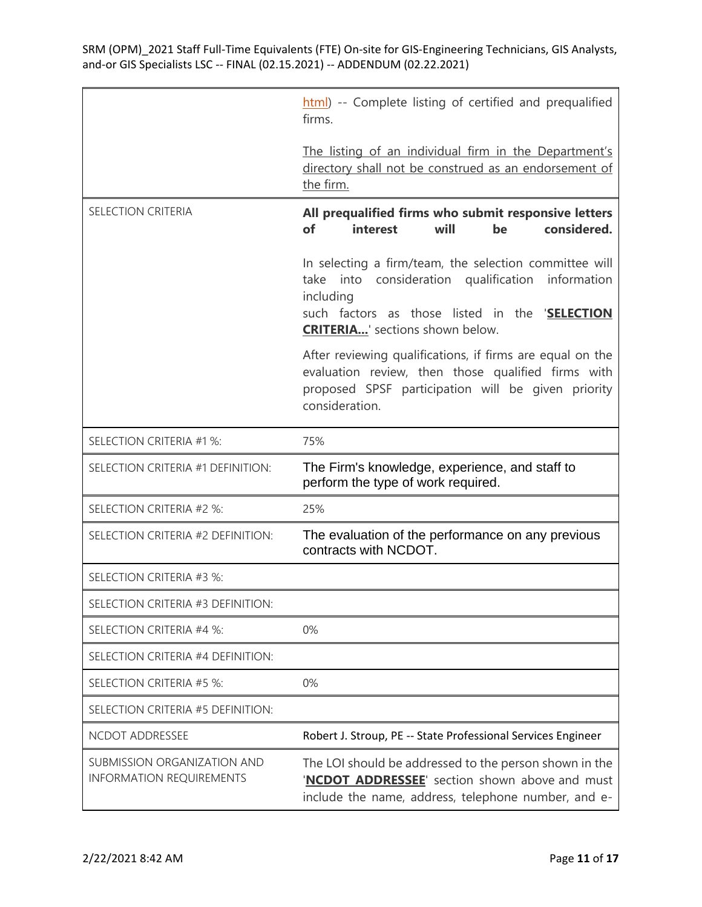| | |
|---|---|
| | html) -- Complete listing of certified and prequalified firms.<br><br>The listing of an individual firm in the Department's directory shall not be construed as an endorsement of the firm. |
| SELECTION CRITERIA | **All prequalified firms who submit responsive letters of interest will be considered.**<br><br>In selecting a firm/team, the selection committee will take into consideration qualification information including such factors as those listed in the '**SELECTION CRITERIA...**' sections shown below.<br><br>After reviewing qualifications, if firms are equal on the evaluation review, then those qualified firms with proposed SPSF participation will be given priority consideration. |
| SELECTION CRITERIA #1 %: | 75% |
| SELECTION CRITERIA #1 DEFINITION: | The Firm's knowledge, experience, and staff to perform the type of work required. |
| SELECTION CRITERIA #2 %: | 25% |
| SELECTION CRITERIA #2 DEFINITION: | The evaluation of the performance on any previous contracts with NCDOT. |
| SELECTION CRITERIA #3 %: | |
| SELECTION CRITERIA #3 DEFINITION: | |
| SELECTION CRITERIA #4 %: | 0% |
| SELECTION CRITERIA #4 DEFINITION: | |
| SELECTION CRITERIA #5 %: | 0% |
| SELECTION CRITERIA #5 DEFINITION: | |
| NCDOT ADDRESSEE | Robert J. Stroup, PE -- State Professional Services Engineer |
| SUBMISSION ORGANIZATION AND INFORMATION REQUIREMENTS | The LOI should be addressed to the person shown in the '**NCDOT ADDRESSEE**' section shown above and must include the name, address, telephone number, and e- |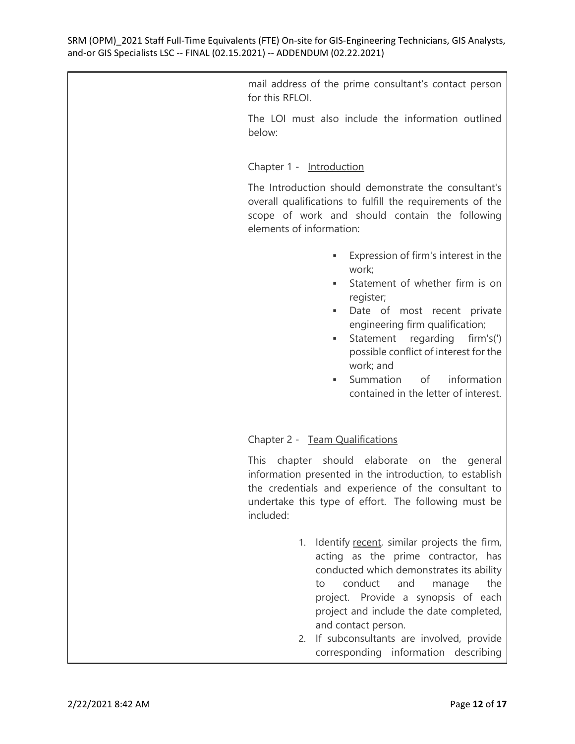mail address of the prime consultant's contact person for this RFLOI.

The LOI must also include the information outlined below:

Chapter 1 - Introduction

The Introduction should demonstrate the consultant's overall qualifications to fulfill the requirements of the scope of work and should contain the following elements of information:

- Expression of firm's interest in the work;
- Statement of whether firm is on register;
- Date of most recent private engineering firm qualification;
- Statement regarding firm's(') possible conflict of interest for the work; and
- Summation of information contained in the letter of interest.

Chapter 2 - Team Qualifications

This chapter should elaborate on the general information presented in the introduction, to establish the credentials and experience of the consultant to undertake this type of effort. The following must be included:

1. Identify recent, similar projects the firm, acting as the prime contractor, has conducted which demonstrates its ability to conduct and manage the project. Provide a synopsis of each project and include the date completed, and contact person.
2. If subconsultants are involved, provide corresponding information describing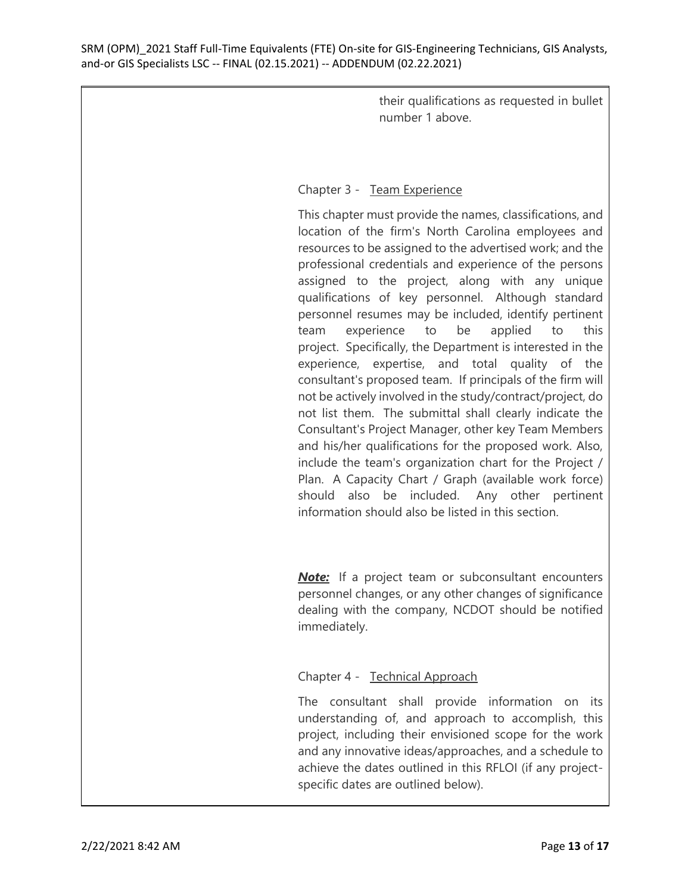their qualifications as requested in bullet number 1 above.

Chapter 3 - Team Experience

This chapter must provide the names, classifications, and location of the firm's North Carolina employees and resources to be assigned to the advertised work; and the professional credentials and experience of the persons assigned to the project, along with any unique qualifications of key personnel. Although standard personnel resumes may be included, identify pertinent team experience to be applied to this project. Specifically, the Department is interested in the experience, expertise, and total quality of the consultant's proposed team. If principals of the firm will not be actively involved in the study/contract/project, do not list them. The submittal shall clearly indicate the Consultant's Project Manager, other key Team Members and his/her qualifications for the proposed work. Also, include the team's organization chart for the Project / Plan. A Capacity Chart / Graph (available work force) should also be included. Any other pertinent information should also be listed in this section.

***Note:*** If a project team or subconsultant encounters personnel changes, or any other changes of significance dealing with the company, NCDOT should be notified immediately.

Chapter 4 - Technical Approach

The consultant shall provide information on its understanding of, and approach to accomplish, this project, including their envisioned scope for the work and any innovative ideas/approaches, and a schedule to achieve the dates outlined in this RFLOI (if any project-specific dates are outlined below).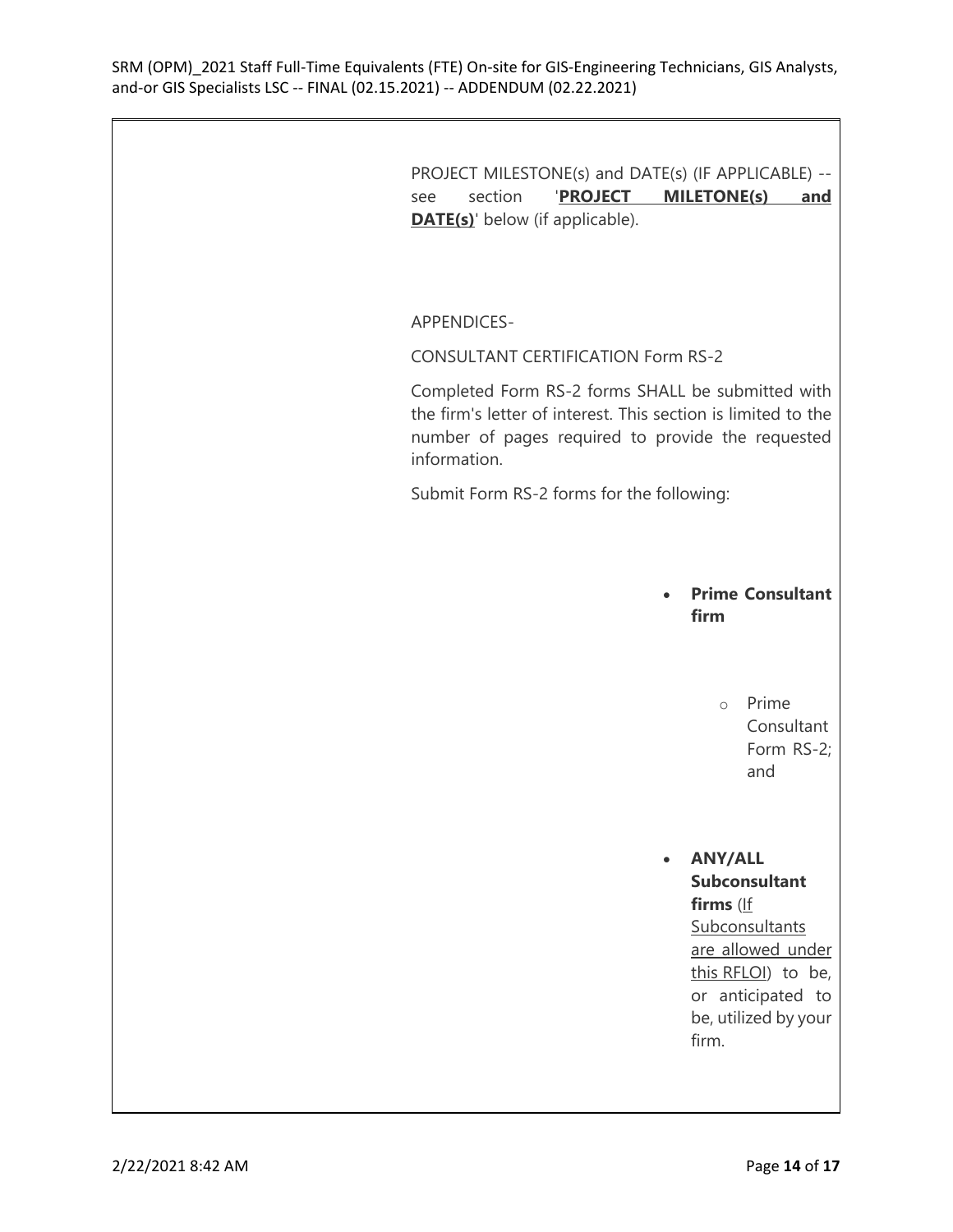PROJECT MILESTONE(s) and DATE(s) (IF APPLICABLE) -- see section '**PROJECT MILETONE(s) and DATE(s)**' below (if applicable).

APPENDICES-

CONSULTANT CERTIFICATION Form RS-2

Completed Form RS-2 forms SHALL be submitted with the firm's letter of interest. This section is limited to the number of pages required to provide the requested information.

Submit Form RS-2 forms for the following:

- **Prime Consultant firm**
  - Prime Consultant Form RS-2; and
- **ANY/ALL Subconsultant firms** (If Subconsultants are allowed under this RFLOI) to be, or anticipated to be, utilized by your firm.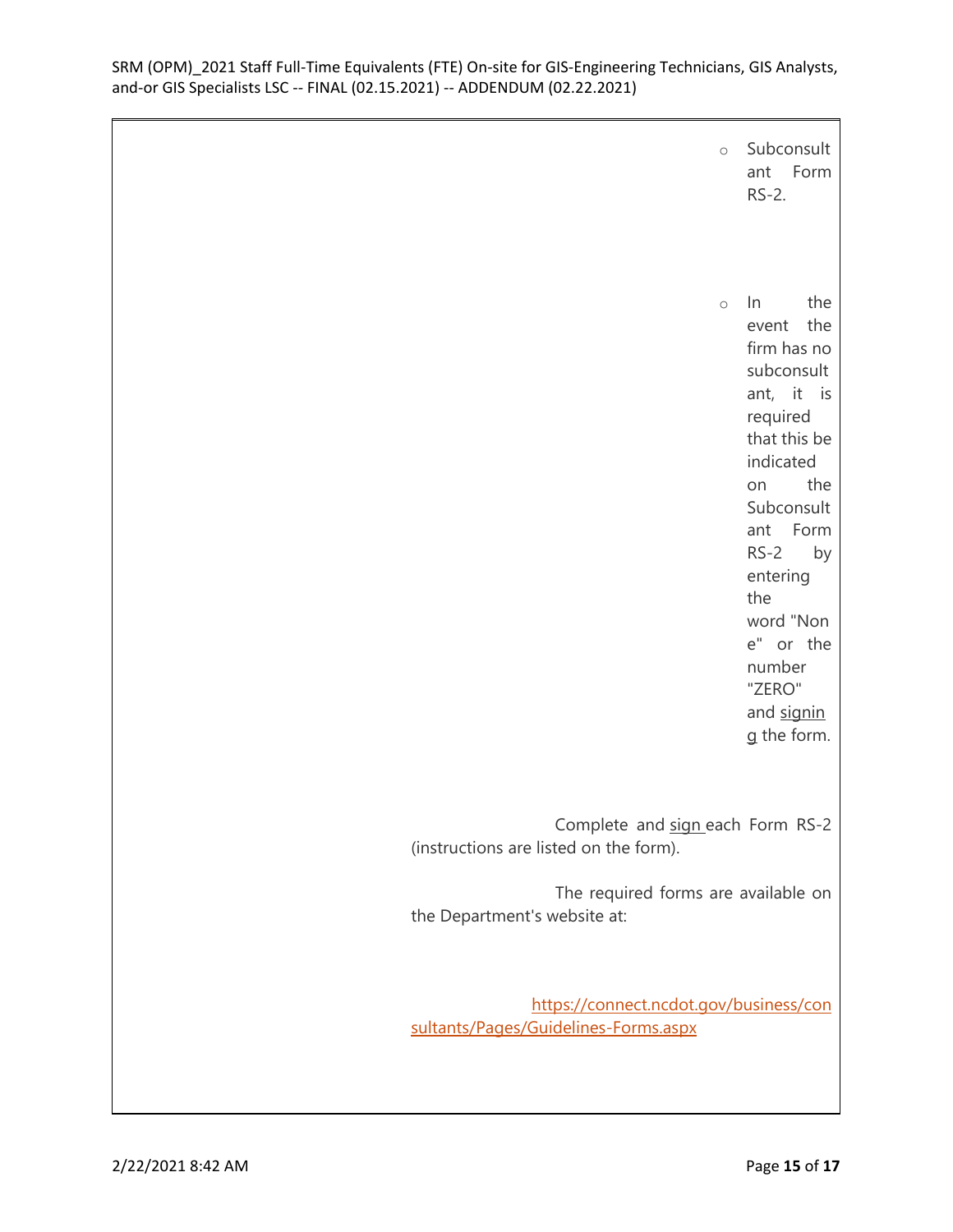- Subconsultant Form RS-2.
- In the event the firm has no subconsultant, it is required that this be indicated on the Subconsultant Form RS-2 by entering the word "None" or the number "ZERO" and signing the form.

Complete and sign each Form RS-2 (instructions are listed on the form).

The required forms are available on the Department's website at:

https://connect.ncdot.gov/business/consultants/Pages/Guidelines-Forms.aspx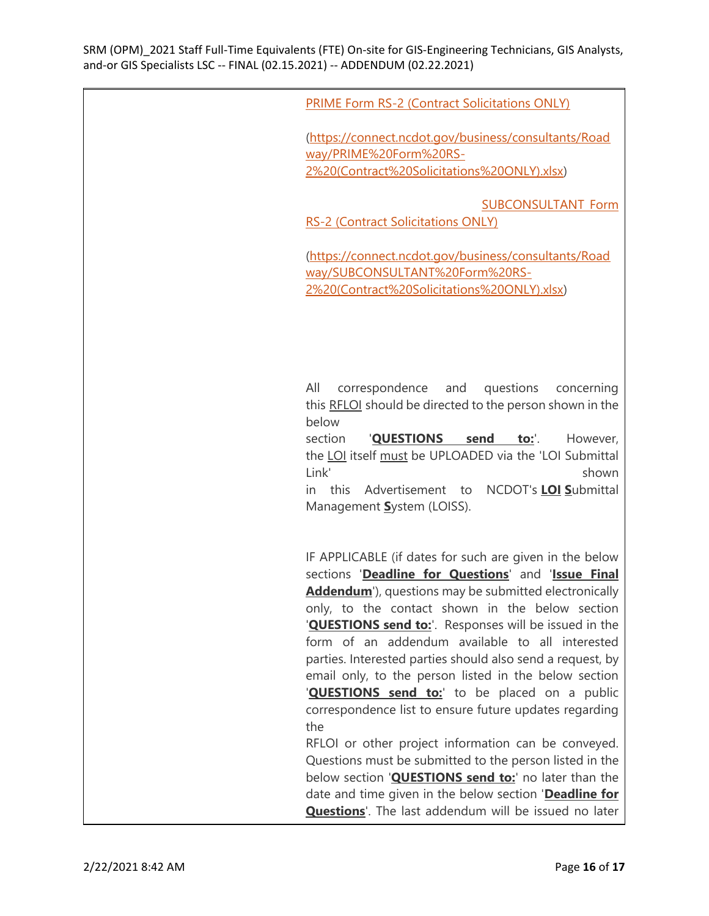| | PRIME Form RS-2 (Contract Solicitations ONLY)<br><br>(https://connect.ncdot.gov/business/consultants/Roadway/PRIME%20Form%20RS-2%20(Contract%20Solicitations%20ONLY).xlsx)<br><br>SUBCONSULTANT Form RS-2 (Contract Solicitations ONLY)<br><br>(https://connect.ncdot.gov/business/consultants/Roadway/SUBCONSULTANT%20Form%20RS-2%20(Contract%20Solicitations%20ONLY).xlsx)<br><br>All correspondence and questions concerning this RFLOI should be directed to the person shown in the below section '**QUESTIONS send to:**'. However, the LOI itself must be UPLOADED via the 'LOI Submittal Link' shown in this Advertisement to NCDOT's **LOI S**ubmittal Management **S**ystem (LOISS).<br><br>IF APPLICABLE (if dates for such are given in the below sections '**Deadline for Questions**' and '**Issue Final Addendum**'), questions may be submitted electronically only, to the contact shown in the below section '**QUESTIONS send to:**'. Responses will be issued in the form of an addendum available to all interested parties. Interested parties should also send a request, by email only, to the person listed in the below section '**QUESTIONS send to:**' to be placed on a public correspondence list to ensure future updates regarding the RFLOI or other project information can be conveyed. Questions must be submitted to the person listed in the below section '**QUESTIONS send to:**' no later than the date and time given in the below section '**Deadline for Questions**'. The last addendum will be issued no later |
|---|---|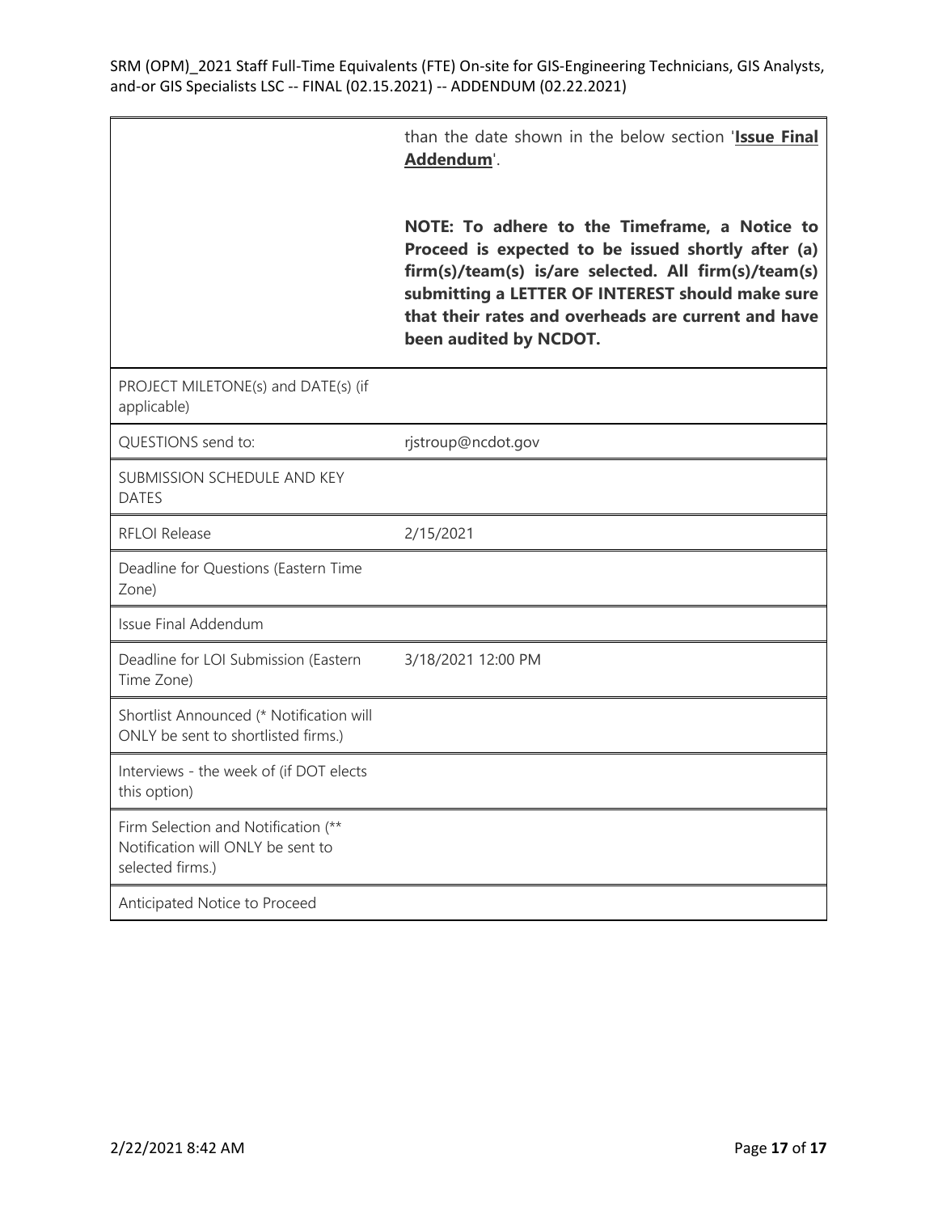| | |
|---|---|
| | than the date shown in the below section '**<u>Issue Final Addendum</u>**'.<br><br>**NOTE: To adhere to the Timeframe, a Notice to Proceed is expected to be issued shortly after (a) firm(s)/team(s) is/are selected. All firm(s)/team(s) submitting a LETTER OF INTEREST should make sure that their rates and overheads are current and have been audited by NCDOT.** |
| PROJECT MILETONE(s) and DATE(s) (if applicable) | |
| QUESTIONS send to: | rjstroup@ncdot.gov |
| SUBMISSION SCHEDULE AND KEY DATES | |
| RFLOI Release | 2/15/2021 |
| Deadline for Questions (Eastern Time Zone) | |
| Issue Final Addendum | |
| Deadline for LOI Submission (Eastern Time Zone) | 3/18/2021 12:00 PM |
| Shortlist Announced (* Notification will ONLY be sent to shortlisted firms.) | |
| Interviews - the week of (if DOT elects this option) | |
| Firm Selection and Notification (** Notification will ONLY be sent to selected firms.) | |
| Anticipated Notice to Proceed | |